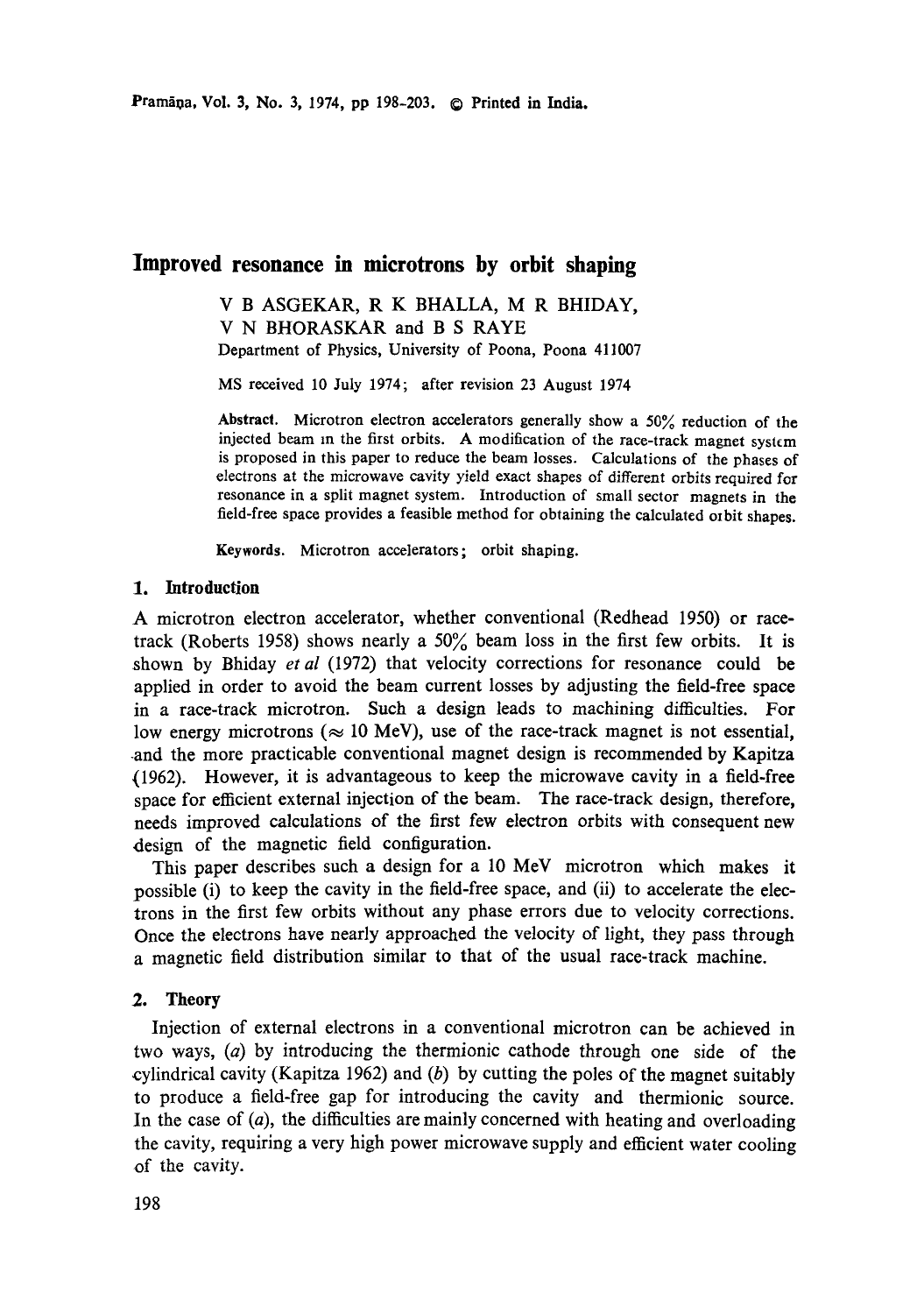# Improved resonance in microtrons by orbit shaping

V B ASGEKAR, R K BHALLA, M R BHIDAY,
V N BHORASKAR and B S RAYE

Department of Physics, University of Poona, Poona 411007

MS received 10 July 1974; after revision 23 August 1974

**Abstract.** Microtron electron accelerators generally show a 50% reduction of the injected beam in the first orbits. A modification of the race-track magnet system is proposed in this paper to reduce the beam losses. Calculations of the phases of electrons at the microwave cavity yield exact shapes of different orbits required for resonance in a split magnet system. Introduction of small sector magnets in the field-free space provides a feasible method for obtaining the calculated orbit shapes.

**Keywords.** Microtron accelerators; orbit shaping.

## 1. Introduction

A microtron electron accelerator, whether conventional (Redhead 1950) or race-track (Roberts 1958) shows nearly a 50% beam loss in the first few orbits. It is shown by Bhiday *et al* (1972) that velocity corrections for resonance could be applied in order to avoid the beam current losses by adjusting the field-free space in a race-track microtron. Such a design leads to machining difficulties. For low energy microtrons ($\approx 10$ MeV), use of the race-track magnet is not essential, and the more practicable conventional magnet design is recommended by Kapitza (1962). However, it is advantageous to keep the microwave cavity in a field-free space for efficient external injection of the beam. The race-track design, therefore, needs improved calculations of the first few electron orbits with consequent new design of the magnetic field configuration.

This paper describes such a design for a 10 MeV microtron which makes it possible (i) to keep the cavity in the field-free space, and (ii) to accelerate the electrons in the first few orbits without any phase errors due to velocity corrections. Once the electrons have nearly approached the velocity of light, they pass through a magnetic field distribution similar to that of the usual race-track machine.

## 2. Theory

Injection of external electrons in a conventional microtron can be achieved in two ways, (*a*) by introducing the thermionic cathode through one side of the cylindrical cavity (Kapitza 1962) and (*b*) by cutting the poles of the magnet suitably to produce a field-free gap for introducing the cavity and thermionic source. In the case of (*a*), the difficulties are mainly concerned with heating and overloading the cavity, requiring a very high power microwave supply and efficient water cooling of the cavity.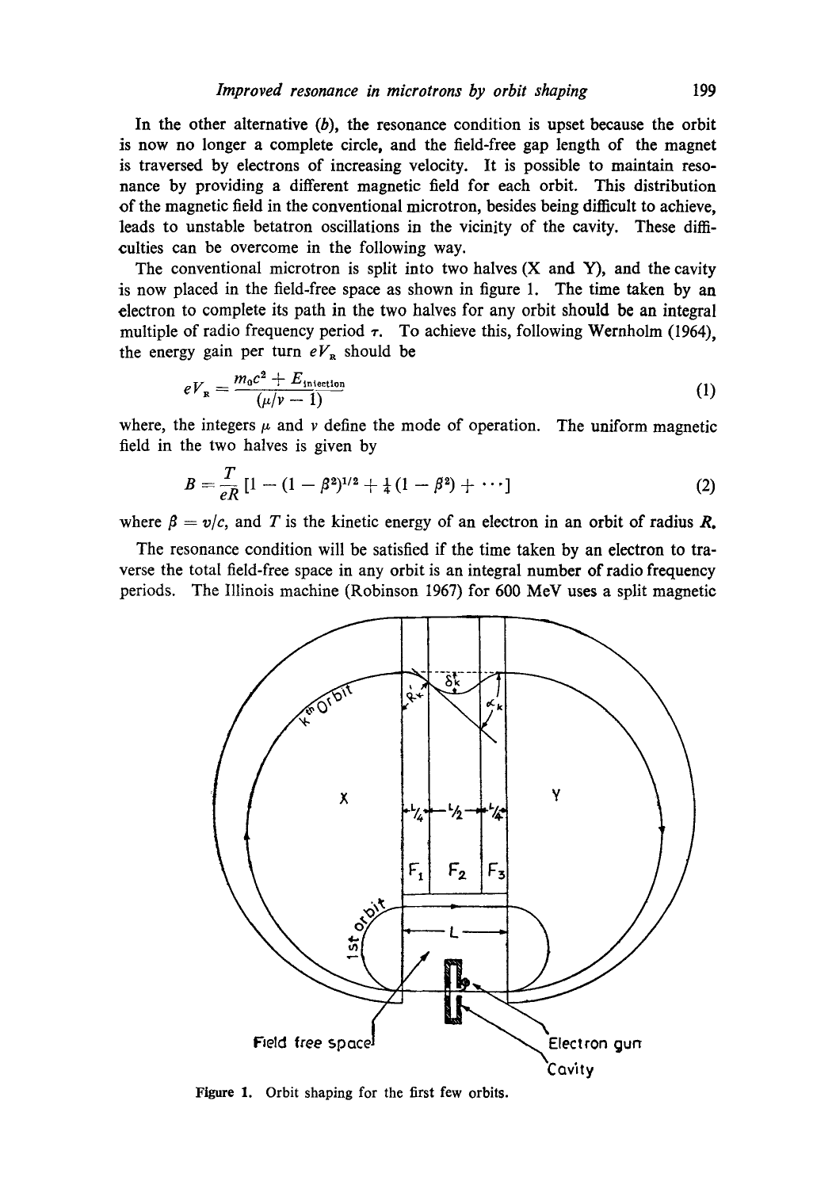In the other alternative (*b*), the resonance condition is upset because the orbit is now no longer a complete circle, and the field-free gap length of the magnet is traversed by electrons of increasing velocity. It is possible to maintain resonance by providing a different magnetic field for each orbit. This distribution of the magnetic field in the conventional microtron, besides being difficult to achieve, leads to unstable betatron oscillations in the vicinity of the cavity. These difficulties can be overcome in the following way.

The conventional microtron is split into two halves (X and Y), and the cavity is now placed in the field-free space as shown in figure 1. The time taken by an electron to complete its path in the two halves for any orbit should be an integral multiple of radio frequency period $\tau$. To achieve this, following Wernholm (1964), the energy gain per turn $eV_R$ should be

$$eV_R = \frac{m_0c^2 + E_{\text{injection}}}{(\mu/\nu - 1)} \tag{1}$$

where, the integers $\mu$ and $\nu$ define the mode of operation. The uniform magnetic field in the two halves is given by

$$B = \frac{T}{eR}\left[1 - (1-\beta^2)^{1/2} + \tfrac{1}{4}(1-\beta^2) + \cdots\right] \tag{2}$$

where $\beta = v/c$, and $T$ is the kinetic energy of an electron in an orbit of radius $R$.

The resonance condition will be satisfied if the time taken by an electron to traverse the total field-free space in any orbit is an integral number of radio frequency periods. The Illinois machine (Robinson 1967) for 600 MeV uses a split magnetic

$k^{th}$ orbit
$R_k'$
$\delta_k$
$\alpha_k$
X
Y
L/4
L/2
L/4
$F_1$
$F_2$
$F_3$
1st orbit
L
Field free space
Electron gun
Cavity

Figure 1. Orbit shaping for the first few orbits.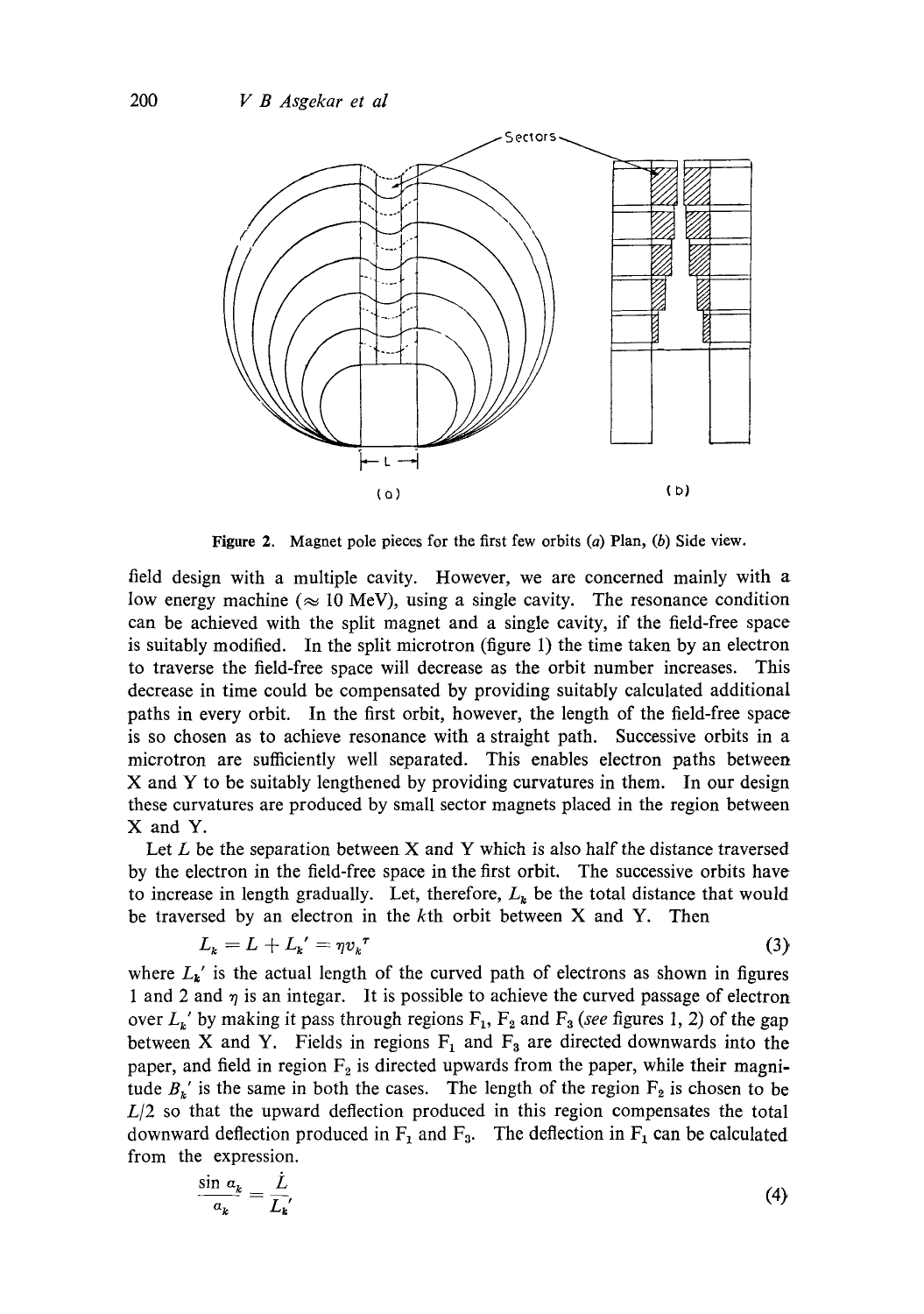Sectors

L

(a)

(b)

**Figure 2.** Magnet pole pieces for the first few orbits (*a*) Plan, (*b*) Side view.

field design with a multiple cavity. However, we are concerned mainly with a low energy machine ($\approx$ 10 MeV), using a single cavity. The resonance condition can be achieved with the split magnet and a single cavity, if the field-free space is suitably modified. In the split microtron (figure 1) the time taken by an electron to traverse the field-free space will decrease as the orbit number increases. This decrease in time could be compensated by providing suitably calculated additional paths in every orbit. In the first orbit, however, the length of the field-free space is so chosen as to achieve resonance with a straight path. Successive orbits in a microtron are sufficiently well separated. This enables electron paths between X and Y to be suitably lengthened by providing curvatures in them. In our design these curvatures are produced by small sector magnets placed in the region between X and Y.

Let $L$ be the separation between X and Y which is also half the distance traversed by the electron in the field-free space in the first orbit. The successive orbits have to increase in length gradually. Let, therefore, $L_k$ be the total distance that would be traversed by an electron in the $k$th orbit between X and Y. Then

$$L_k = L + L_k' = \eta v_k \tau \tag{3}$$

where $L_k'$ is the actual length of the curved path of electrons as shown in figures 1 and 2 and $\eta$ is an integar. It is possible to achieve the curved passage of electron over $L_k'$ by making it pass through regions $F_1$, $F_2$ and $F_3$ (*see* figures 1, 2) of the gap between X and Y. Fields in regions $F_1$ and $F_3$ are directed downwards into the paper, and field in region $F_2$ is directed upwards from the paper, while their magnitude $B_k'$ is the same in both the cases. The length of the region $F_2$ is chosen to be $L/2$ so that the upward deflection produced in this region compensates the total downward deflection produced in $F_1$ and $F_3$. The deflection in $F_1$ can be calculated from the expression.

$$\frac{\sin \alpha_k}{\alpha_k} = \frac{L}{L_k'} \tag{4}$$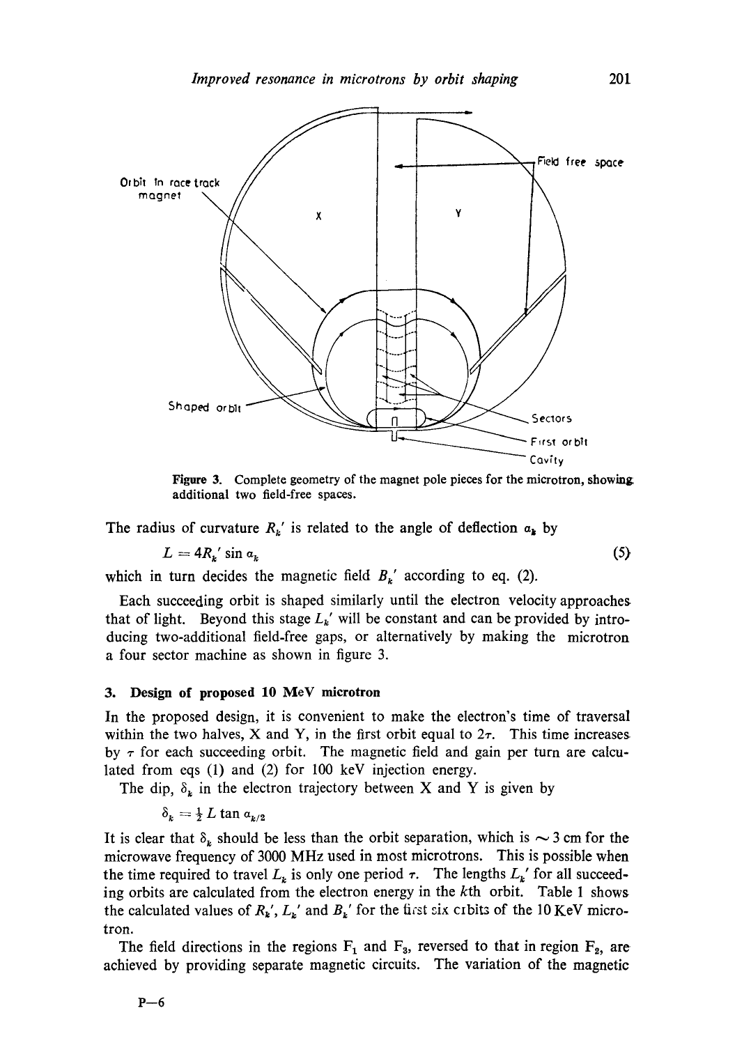Orbit in race track magnet

Field free space

X

Y

Shaped orbit

Sectors

First orbit

Cavity

**Figure 3.** Complete geometry of the magnet pole pieces for the microtron, showing additional two field-free spaces.

The radius of curvature $R_k'$ is related to the angle of deflection $\alpha_k$ by

$$L = 4R_k' \sin \alpha_k \tag{5}$$

which in turn decides the magnetic field $B_k'$ according to eq. (2).

Each succeeding orbit is shaped similarly until the electron velocity approaches that of light. Beyond this stage $L_k'$ will be constant and can be provided by introducing two-additional field-free gaps, or alternatively by making the microtron a four sector machine as shown in figure 3.

### 3. Design of proposed 10 MeV microtron

In the proposed design, it is convenient to make the electron's time of traversal within the two halves, X and Y, in the first orbit equal to $2\tau$. This time increases by $\tau$ for each succeeding orbit. The magnetic field and gain per turn are calculated from eqs (1) and (2) for 100 keV injection energy.

The dip, $\delta_k$ in the electron trajectory between X and Y is given by

$$\delta_k = \frac{1}{2} L \tan \alpha_{k/2}$$

It is clear that $\delta_k$ should be less than the orbit separation, which is $\sim 3$ cm for the microwave frequency of 3000 MHz used in most microtrons. This is possible when the time required to travel $L_k$ is only one period $\tau$. The lengths $L_k'$ for all succeeding orbits are calculated from the electron energy in the $k$th orbit. Table 1 shows the calculated values of $R_k'$, $L_k'$ and $B_k'$ for the first six orbits of the 10 KeV microtron.

The field directions in the regions $F_1$ and $F_3$, reversed to that in region $F_2$, are achieved by providing separate magnetic circuits. The variation of the magnetic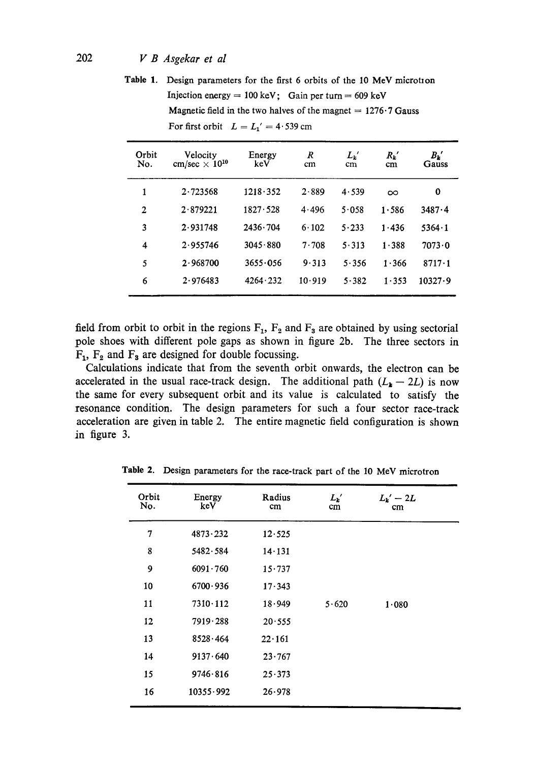Table 1. Design parameters for the first 6 orbits of the 10 MeV microtron
Injection energy = 100 keV; Gain per turn = 609 keV
Magnetic field in the two halves of the magnet = 1276·7 Gauss
For first orbit $L = L_1' = 4 \cdot 539$ cm

| Orbit No. | Velocity cm/sec × $10^{10}$ | Energy keV | $R$ cm | $L_k'$ cm | $R_k'$ cm | $B_k'$ Gauss |
|---|---|---|---|---|---|---|
| 1 | 2·723568 | 1218·352 | 2·889 | 4·539 | ∞ | 0 |
| 2 | 2·879221 | 1827·528 | 4·496 | 5·058 | 1·586 | 3487·4 |
| 3 | 2·931748 | 2436·704 | 6·102 | 5·233 | 1·436 | 5364·1 |
| 4 | 2·955746 | 3045·880 | 7·708 | 5·313 | 1·388 | 7073·0 |
| 5 | 2·968700 | 3655·056 | 9·313 | 5·356 | 1·366 | 8717·1 |
| 6 | 2·976483 | 4264·232 | 10·919 | 5·382 | 1·353 | 10327·9 |

field from orbit to orbit in the regions $F_1$, $F_2$ and $F_3$ are obtained by using sectorial pole shoes with different pole gaps as shown in figure 2b. The three sectors in $F_1$, $F_2$ and $F_3$ are designed for double focussing.

Calculations indicate that from the seventh orbit onwards, the electron can be accelerated in the usual race-track design. The additional path $(L_k - 2L)$ is now the same for every subsequent orbit and its value is calculated to satisfy the resonance condition. The design parameters for such a four sector race-track acceleration are given in table 2. The entire magnetic field configuration is shown in figure 3.

Table 2. Design parameters for the race-track part of the 10 MeV microtron

| Orbit No. | Energy keV | Radius cm | $L_k'$ cm | $L_k' - 2L$ cm |
|---|---|---|---|---|
| 7 | 4873·232 | 12·525 | | |
| 8 | 5482·584 | 14·131 | | |
| 9 | 6091·760 | 15·737 | | |
| 10 | 6700·936 | 17·343 | | |
| 11 | 7310·112 | 18·949 | 5·620 | 1·080 |
| 12 | 7919·288 | 20·555 | | |
| 13 | 8528·464 | 22·161 | | |
| 14 | 9137·640 | 23·767 | | |
| 15 | 9746·816 | 25·373 | | |
| 16 | 10355·992 | 26·978 | | |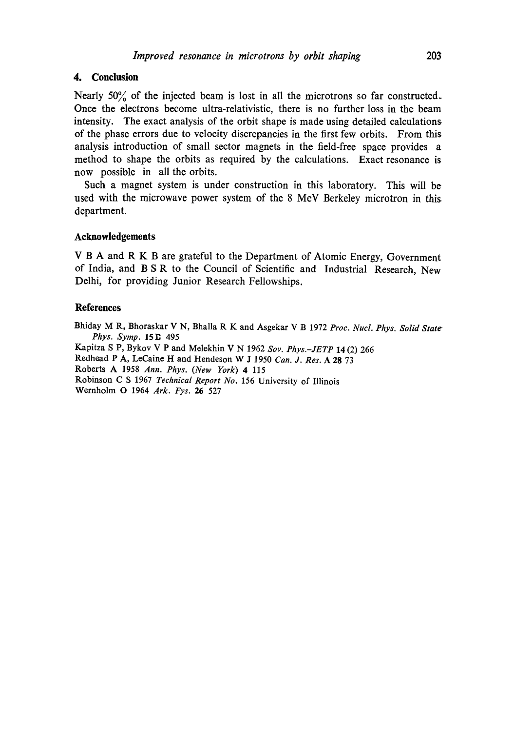## 4. Conclusion

Nearly 50% of the injected beam is lost in all the microtrons so far constructed. Once the electrons become ultra-relativistic, there is no further loss in the beam intensity. The exact analysis of the orbit shape is made using detailed calculations of the phase errors due to velocity discrepancies in the first few orbits. From this analysis introduction of small sector magnets in the field-free space provides a method to shape the orbits as required by the calculations. Exact resonance is now possible in all the orbits.

Such a magnet system is under construction in this laboratory. This will be used with the microwave power system of the 8 MeV Berkeley microtron in this department.

### Acknowledgements

V B A and R K B are grateful to the Department of Atomic Energy, Government of India, and B S R to the Council of Scientific and Industrial Research, New Delhi, for providing Junior Research Fellowships.

### References

Bhiday M R, Bhoraskar V N, Bhalla R K and Asgekar V B 1972 *Proc. Nucl. Phys. Solid State Phys. Symp.* **15 B** 495

Kapitza S P, Bykov V P and Melekhin V N 1962 *Sov. Phys.-JETP* **14** (2) 266

Redhead P A, LeCaine H and Hendeson W J 1950 *Can. J. Res.* **A 28** 73

Roberts A 1958 *Ann. Phys. (New York)* **4** 115

Robinson C S 1967 *Technical Report No.* 156 University of Illinois

Wernholm O 1964 *Ark. Fys.* **26** 527